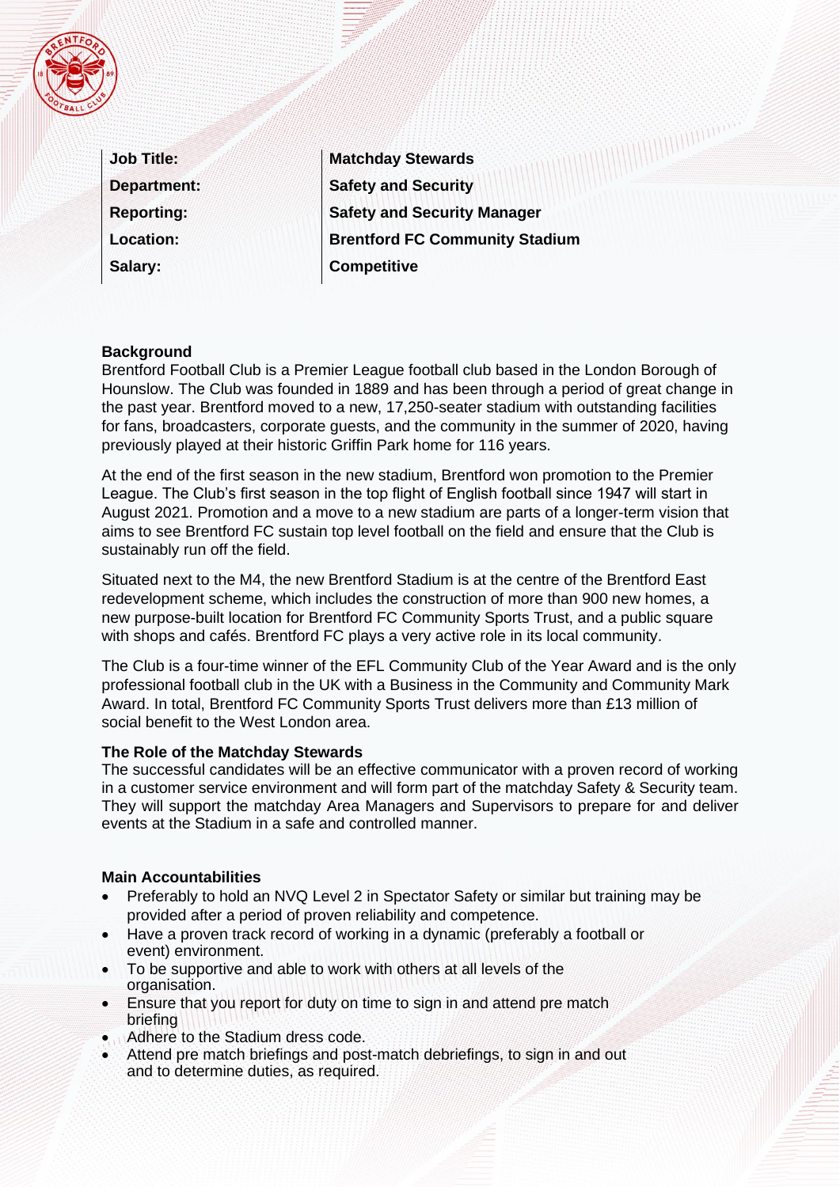| Job Title: | Matchday Stewards |
| --- | --- |
| Department: | Safety and Security |
| Reporting: | Safety and Security Manager |
| Location: | Brentford FC Community Stadium |
| Salary: | Competitive |

**Background**

Brentford Football Club is a Premier League football club based in the London Borough of Hounslow. The Club was founded in 1889 and has been through a period of great change in the past year. Brentford moved to a new, 17,250-seater stadium with outstanding facilities for fans, broadcasters, corporate guests, and the community in the summer of 2020, having previously played at their historic Griffin Park home for 116 years.

At the end of the first season in the new stadium, Brentford won promotion to the Premier League. The Club's first season in the top flight of English football since 1947 will start in August 2021. Promotion and a move to a new stadium are parts of a longer-term vision that aims to see Brentford FC sustain top level football on the field and ensure that the Club is sustainably run off the field.

Situated next to the M4, the new Brentford Stadium is at the centre of the Brentford East redevelopment scheme, which includes the construction of more than 900 new homes, a new purpose-built location for Brentford FC Community Sports Trust, and a public square with shops and cafés. Brentford FC plays a very active role in its local community.

The Club is a four-time winner of the EFL Community Club of the Year Award and is the only professional football club in the UK with a Business in the Community and Community Mark Award. In total, Brentford FC Community Sports Trust delivers more than £13 million of social benefit to the West London area.

**The Role of the Matchday Stewards**

The successful candidates will be an effective communicator with a proven record of working in a customer service environment and will form part of the matchday Safety & Security team. They will support the matchday Area Managers and Supervisors to prepare for and deliver events at the Stadium in a safe and controlled manner.

**Main Accountabilities**

- Preferably to hold an NVQ Level 2 in Spectator Safety or similar but training may be provided after a period of proven reliability and competence.
- Have a proven track record of working in a dynamic (preferably a football or event) environment.
- To be supportive and able to work with others at all levels of the organisation.
- Ensure that you report for duty on time to sign in and attend pre match briefing
- Adhere to the Stadium dress code.
- Attend pre match briefings and post-match debriefings, to sign in and out and to determine duties, as required.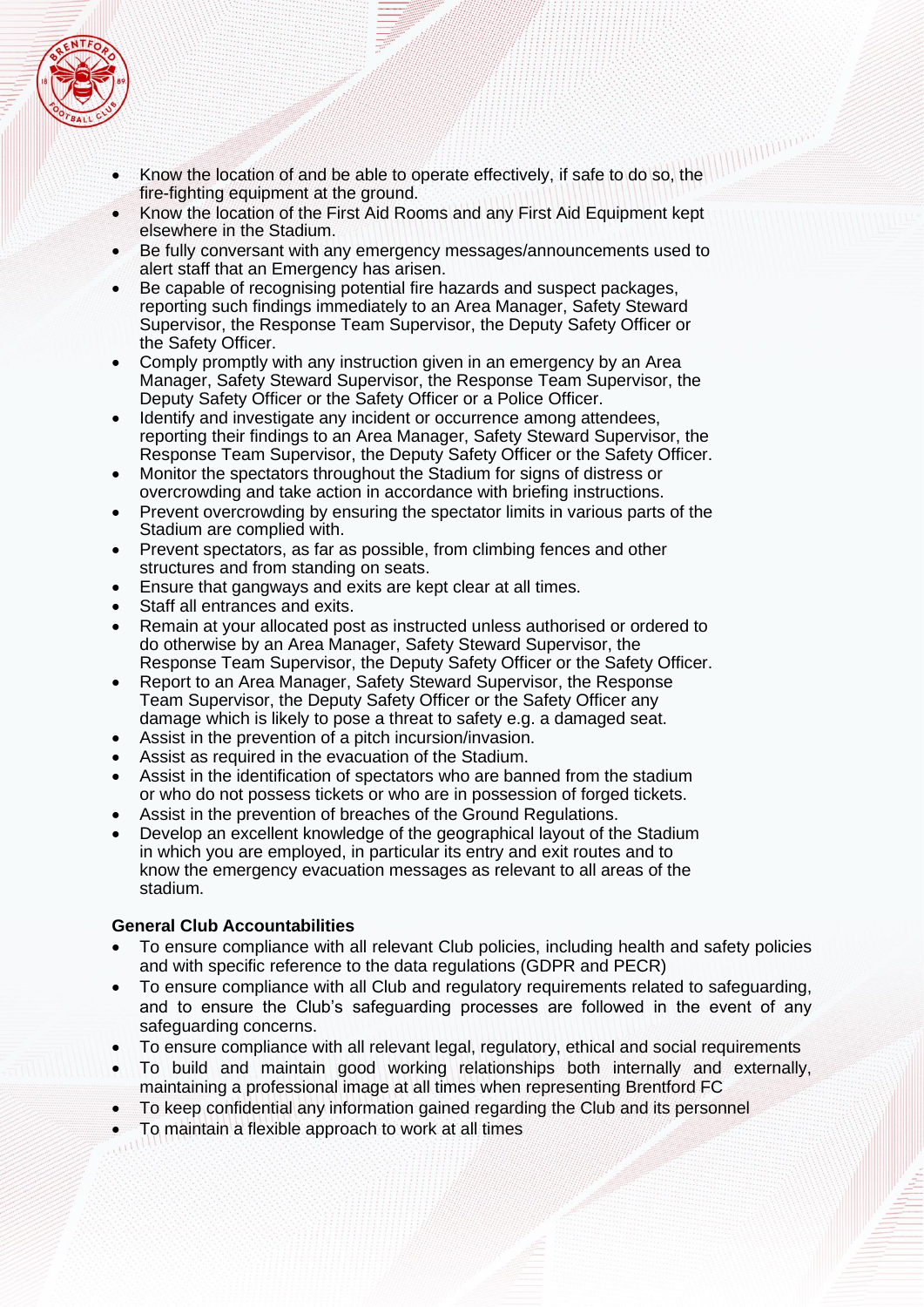- Know the location of and be able to operate effectively, if safe to do so, the fire-fighting equipment at the ground.
- Know the location of the First Aid Rooms and any First Aid Equipment kept elsewhere in the Stadium.
- Be fully conversant with any emergency messages/announcements used to alert staff that an Emergency has arisen.
- Be capable of recognising potential fire hazards and suspect packages, reporting such findings immediately to an Area Manager, Safety Steward Supervisor, the Response Team Supervisor, the Deputy Safety Officer or the Safety Officer.
- Comply promptly with any instruction given in an emergency by an Area Manager, Safety Steward Supervisor, the Response Team Supervisor, the Deputy Safety Officer or the Safety Officer or a Police Officer.
- Identify and investigate any incident or occurrence among attendees, reporting their findings to an Area Manager, Safety Steward Supervisor, the Response Team Supervisor, the Deputy Safety Officer or the Safety Officer.
- Monitor the spectators throughout the Stadium for signs of distress or overcrowding and take action in accordance with briefing instructions.
- Prevent overcrowding by ensuring the spectator limits in various parts of the Stadium are complied with.
- Prevent spectators, as far as possible, from climbing fences and other structures and from standing on seats.
- Ensure that gangways and exits are kept clear at all times.
- Staff all entrances and exits.
- Remain at your allocated post as instructed unless authorised or ordered to do otherwise by an Area Manager, Safety Steward Supervisor, the Response Team Supervisor, the Deputy Safety Officer or the Safety Officer.
- Report to an Area Manager, Safety Steward Supervisor, the Response Team Supervisor, the Deputy Safety Officer or the Safety Officer any damage which is likely to pose a threat to safety e.g. a damaged seat.
- Assist in the prevention of a pitch incursion/invasion.
- Assist as required in the evacuation of the Stadium.
- Assist in the identification of spectators who are banned from the stadium or who do not possess tickets or who are in possession of forged tickets.
- Assist in the prevention of breaches of the Ground Regulations.
- Develop an excellent knowledge of the geographical layout of the Stadium in which you are employed, in particular its entry and exit routes and to know the emergency evacuation messages as relevant to all areas of the stadium.

**General Club Accountabilities**

- To ensure compliance with all relevant Club policies, including health and safety policies and with specific reference to the data regulations (GDPR and PECR)
- To ensure compliance with all Club and regulatory requirements related to safeguarding, and to ensure the Club's safeguarding processes are followed in the event of any safeguarding concerns.
- To ensure compliance with all relevant legal, regulatory, ethical and social requirements
- To build and maintain good working relationships both internally and externally, maintaining a professional image at all times when representing Brentford FC
- To keep confidential any information gained regarding the Club and its personnel
- To maintain a flexible approach to work at all times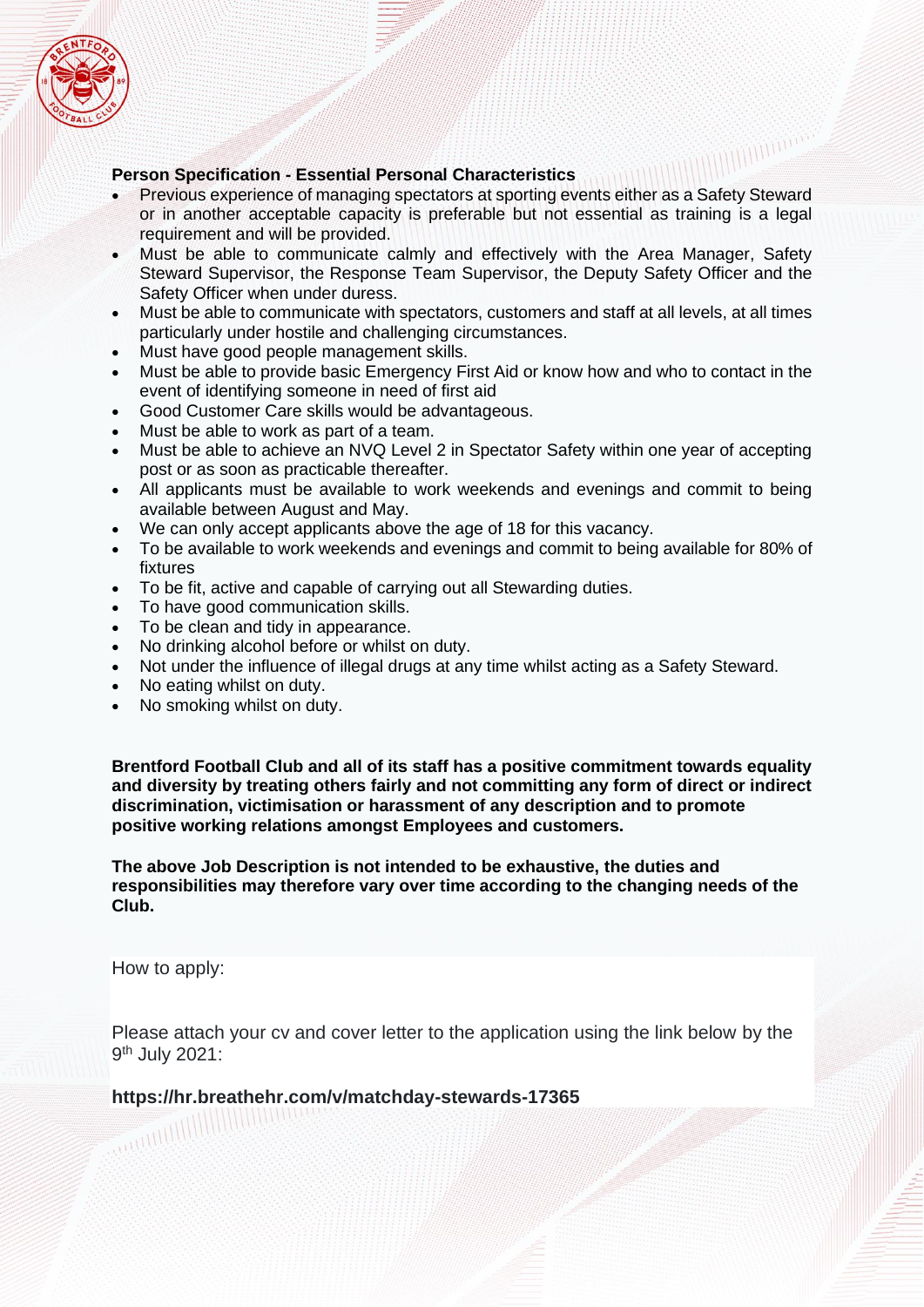**Person Specification - Essential Personal Characteristics**

- Previous experience of managing spectators at sporting events either as a Safety Steward or in another acceptable capacity is preferable but not essential as training is a legal requirement and will be provided.
- Must be able to communicate calmly and effectively with the Area Manager, Safety Steward Supervisor, the Response Team Supervisor, the Deputy Safety Officer and the Safety Officer when under duress.
- Must be able to communicate with spectators, customers and staff at all levels, at all times particularly under hostile and challenging circumstances.
- Must have good people management skills.
- Must be able to provide basic Emergency First Aid or know how and who to contact in the event of identifying someone in need of first aid
- Good Customer Care skills would be advantageous.
- Must be able to work as part of a team.
- Must be able to achieve an NVQ Level 2 in Spectator Safety within one year of accepting post or as soon as practicable thereafter.
- All applicants must be available to work weekends and evenings and commit to being available between August and May.
- We can only accept applicants above the age of 18 for this vacancy.
- To be available to work weekends and evenings and commit to being available for 80% of fixtures
- To be fit, active and capable of carrying out all Stewarding duties.
- To have good communication skills.
- To be clean and tidy in appearance.
- No drinking alcohol before or whilst on duty.
- Not under the influence of illegal drugs at any time whilst acting as a Safety Steward.
- No eating whilst on duty.
- No smoking whilst on duty.

**Brentford Football Club and all of its staff has a positive commitment towards equality and diversity by treating others fairly and not committing any form of direct or indirect discrimination, victimisation or harassment of any description and to promote positive working relations amongst Employees and customers.**

**The above Job Description is not intended to be exhaustive, the duties and responsibilities may therefore vary over time according to the changing needs of the Club.**

How to apply:

Please attach your cv and cover letter to the application using the link below by the 9th July 2021:

**https://hr.breathehr.com/v/matchday-stewards-17365**